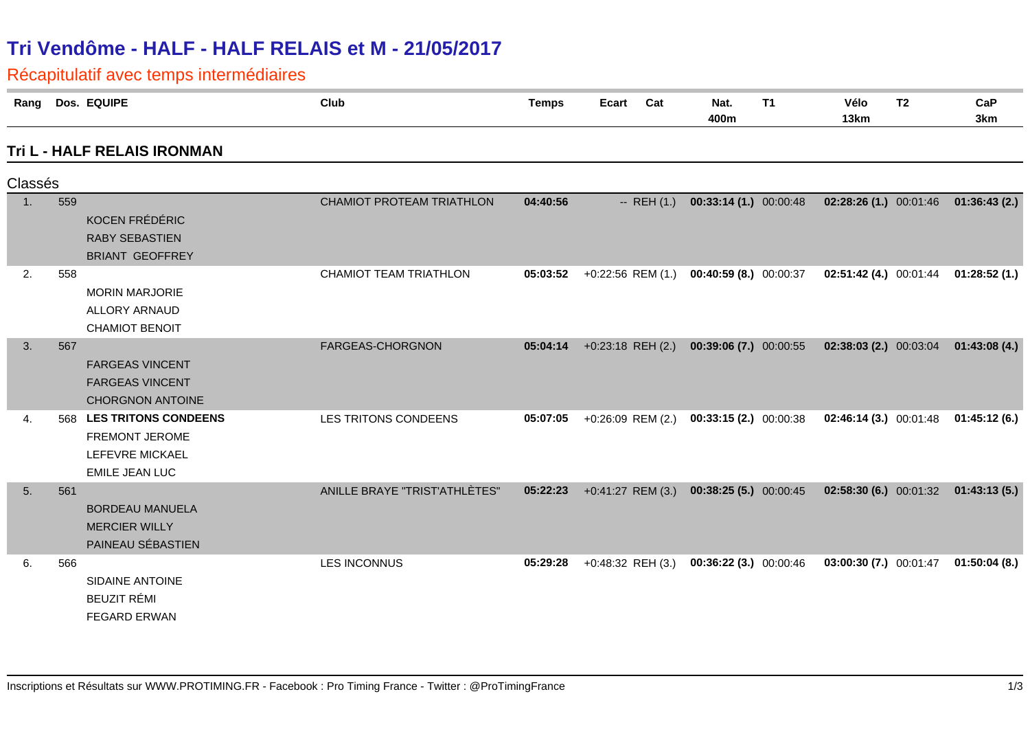# Tri Vendôme - HALF - HALF RELAIS et M - 21/05/2017

## Récapitulatif avec temps intermédiaires

### Tri L - HALF RELAIS IRONMAN

Classés

| Rang | Dos. | EQUIPE | Club | Temps | Ecart | Cat | Nat. 400m | T1 | Vélo 13km | T2 | CaP 3km |
|---|---|---|---|---|---|---|---|---|---|---|---|
| 1. | 559 | KOCEN FRÉDÉRIC<br>RABY SEBASTIEN<br>BRIANT GEOFFREY | CHAMIOT PROTEAM TRIATHLON | **04:40:56** | -- | REH (1.) | **00:33:14 (1.)** | 00:00:48 | **02:28:26 (1.)** | 00:01:46 | **01:36:43 (2.)** |
| 2. | 558 | MORIN MARJORIE<br>ALLORY ARNAUD<br>CHAMIOT BENOIT | CHAMIOT TEAM TRIATHLON | **05:03:52** | +0:22:56 | REM (1.) | **00:40:59 (8.)** | 00:00:37 | **02:51:42 (4.)** | 00:01:44 | **01:28:52 (1.)** |
| 3. | 567 | FARGEAS VINCENT<br>FARGEAS VINCENT<br>CHORGNON ANTOINE | FARGEAS-CHORGNON | **05:04:14** | +0:23:18 | REH (2.) | **00:39:06 (7.)** | 00:00:55 | **02:38:03 (2.)** | 00:03:04 | **01:43:08 (4.)** |
| 4. | 568 | **LES TRITONS CONDEENS**<br>FREMONT JEROME<br>LEFEVRE MICKAEL<br>EMILE JEAN LUC | LES TRITONS CONDEENS | **05:07:05** | +0:26:09 | REM (2.) | **00:33:15 (2.)** | 00:00:38 | **02:46:14 (3.)** | 00:01:48 | **01:45:12 (6.)** |
| 5. | 561 | BORDEAU MANUELA<br>MERCIER WILLY<br>PAINEAU SÉBASTIEN | ANILLE BRAYE "TRIST'ATHLÈTES" | **05:22:23** | +0:41:27 | REM (3.) | **00:38:25 (5.)** | 00:00:45 | **02:58:30 (6.)** | 00:01:32 | **01:43:13 (5.)** |
| 6. | 566 | SIDAINE ANTOINE<br>BEUZIT RÉMI<br>FEGARD ERWAN | LES INCONNUS | **05:29:28** | +0:48:32 | REH (3.) | **00:36:22 (3.)** | 00:00:46 | **03:00:30 (7.)** | 00:01:47 | **01:50:04 (8.)** |

Inscriptions et Résultats sur WWW.PROTIMING.FR - Facebook : Pro Timing France - Twitter : @ProTimingFrance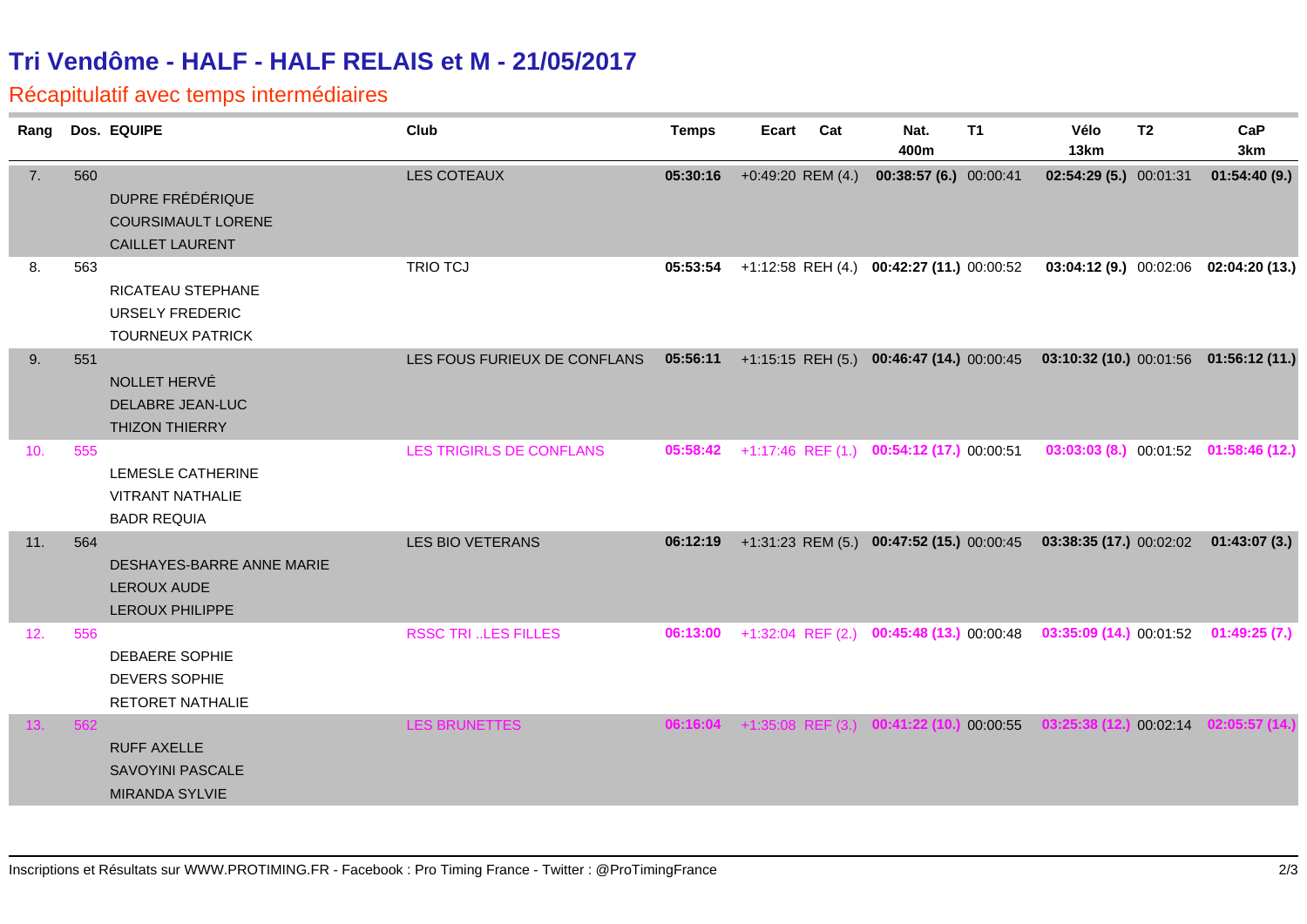# Tri Vendôme - HALF - HALF RELAIS et M - 21/05/2017

## Récapitulatif avec temps intermédiaires

| Rang | Dos. | EQUIPE | Club | Temps | Ecart | Cat | Nat. 400m | T1 | Vélo 13km | T2 | CaP 3km |
|---|---|---|---|---|---|---|---|---|---|---|---|
| 7. | 560 | DUPRE FRÉDÉRIQUE<br>COURSIMAULT LORENE<br>CAILLET LAURENT | LES COTEAUX | **05:30:16** | +0:49:20 | REM (4.) | **00:38:57 (6.)** | 00:00:41 | **02:54:29 (5.)** | 00:01:31 | **01:54:40 (9.)** |
| 8. | 563 | RICATEAU STEPHANE<br>URSELY FREDERIC<br>TOURNEUX PATRICK | TRIO TCJ | **05:53:54** | +1:12:58 | REH (4.) | **00:42:27 (11.)** | 00:00:52 | **03:04:12 (9.)** | 00:02:06 | **02:04:20 (13.)** |
| 9. | 551 | NOLLET HERVÉ<br>DELABRE JEAN-LUC<br>THIZON THIERRY | LES FOUS FURIEUX DE CONFLANS | **05:56:11** | +1:15:15 | REH (5.) | **00:46:47 (14.)** | 00:00:45 | **03:10:32 (10.)** | 00:01:56 | **01:56:12 (11.)** |
| 10. | 555 | LEMESLE CATHERINE<br>VITRANT NATHALIE<br>BADR REQUIA | LES TRIGIRLS DE CONFLANS | **05:58:42** | +1:17:46 | REF (1.) | **00:54:12 (17.)** | 00:00:51 | **03:03:03 (8.)** | 00:01:52 | **01:58:46 (12.)** |
| 11. | 564 | DESHAYES-BARRE ANNE MARIE<br>LEROUX AUDE<br>LEROUX PHILIPPE | LES BIO VETERANS | **06:12:19** | +1:31:23 | REM (5.) | **00:47:52 (15.)** | 00:00:45 | **03:38:35 (17.)** | 00:02:02 | **01:43:07 (3.)** |
| 12. | 556 | DEBAERE SOPHIE<br>DEVERS SOPHIE<br>RETORET NATHALIE | RSSC TRI ..LES FILLES | **06:13:00** | +1:32:04 | REF (2.) | **00:45:48 (13.)** | 00:00:48 | **03:35:09 (14.)** | 00:01:52 | **01:49:25 (7.)** |
| 13. | 562 | RUFF AXELLE<br>SAVOYINI PASCALE<br>MIRANDA SYLVIE | LES BRUNETTES | **06:16:04** | +1:35:08 | REF (3.) | **00:41:22 (10.)** | 00:00:55 | **03:25:38 (12.)** | 00:02:14 | **02:05:57 (14.)** |

Inscriptions et Résultats sur WWW.PROTIMING.FR - Facebook : Pro Timing France - Twitter : @ProTimingFrance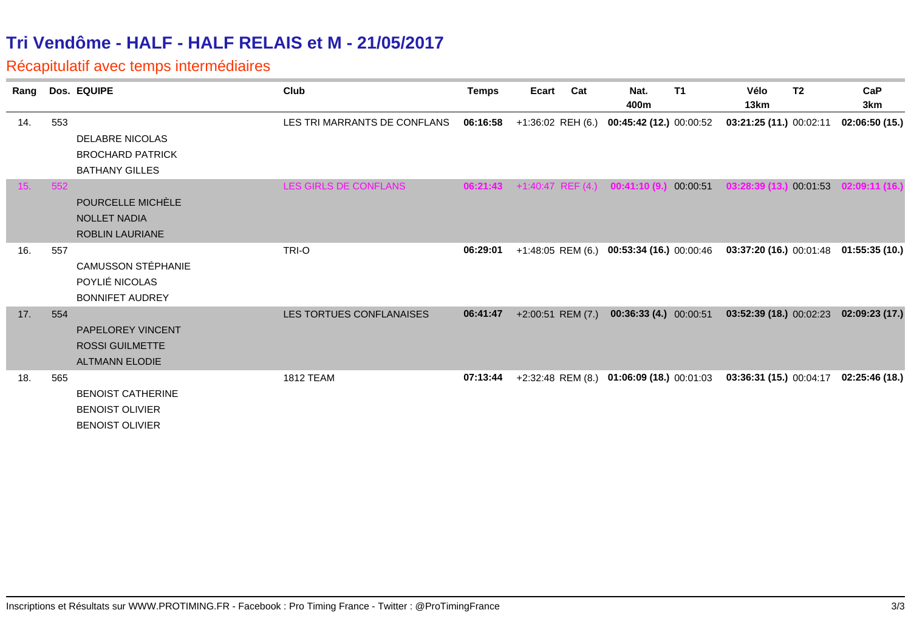# Tri Vendôme - HALF - HALF RELAIS et M - 21/05/2017

## Récapitulatif avec temps intermédiaires

| Rang | Dos. | EQUIPE | Club | Temps | Ecart | Cat | Nat. 400m | T1 | Vélo 13km | T2 | CaP 3km |
|---|---|---|---|---|---|---|---|---|---|---|---|
| 14. | 553 | DELABRE NICOLAS<br>BROCHARD PATRICK<br>BATHANY GILLES | LES TRI MARRANTS DE CONFLANS | **06:16:58** | +1:36:02 | REH (6.) | **00:45:42 (12.)** | 00:00:52 | **03:21:25 (11.)** | 00:02:11 | **02:06:50 (15.)** |
| 15. | 552 | POURCELLE MICHÈLE<br>NOLLET NADIA<br>ROBLIN LAURIANE | LES GIRLS DE CONFLANS | **06:21:43** | +1:40:47 | REF (4.) | **00:41:10 (9.)** | 00:00:51 | **03:28:39 (13.)** | 00:01:53 | **02:09:11 (16.)** |
| 16. | 557 | CAMUSSON STÉPHANIE<br>POYLIÉ NICOLAS<br>BONNIFET AUDREY | TRI-O | **06:29:01** | +1:48:05 | REM (6.) | **00:53:34 (16.)** | 00:00:46 | **03:37:20 (16.)** | 00:01:48 | **01:55:35 (10.)** |
| 17. | 554 | PAPELOREY VINCENT<br>ROSSI GUILMETTE<br>ALTMANN ELODIE | LES TORTUES CONFLANAISES | **06:41:47** | +2:00:51 | REM (7.) | **00:36:33 (4.)** | 00:00:51 | **03:52:39 (18.)** | 00:02:23 | **02:09:23 (17.)** |
| 18. | 565 | BENOIST CATHERINE<br>BENOIST OLIVIER<br>BENOIST OLIVIER | 1812 TEAM | **07:13:44** | +2:32:48 | REM (8.) | **01:06:09 (18.)** | 00:01:03 | **03:36:31 (15.)** | 00:04:17 | **02:25:46 (18.)** |

Inscriptions et Résultats sur WWW.PROTIMING.FR - Facebook : Pro Timing France - Twitter : @ProTimingFrance